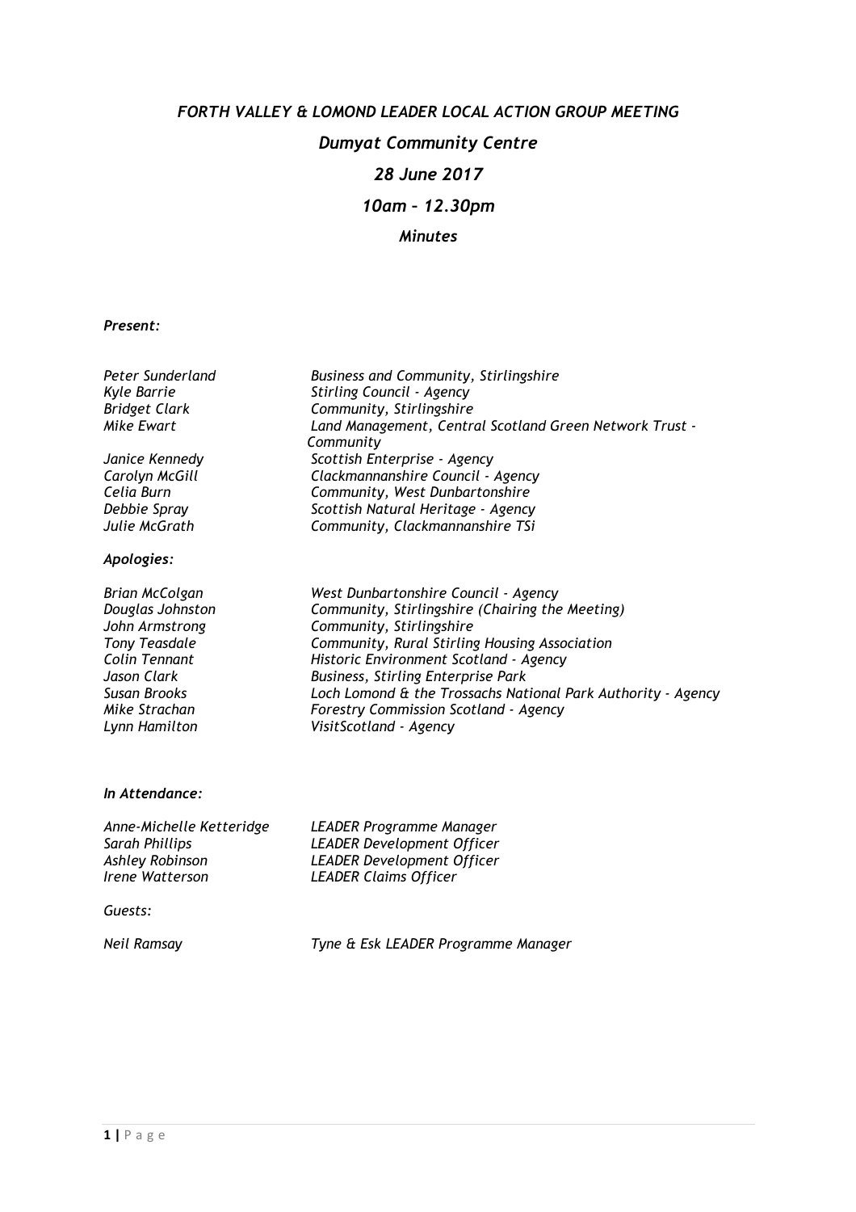# *FORTH VALLEY & LOMOND LEADER LOCAL ACTION GROUP MEETING*

## *Dumyat Community Centre*

## *28 June 2017*

## *10am – 12.30pm*

### *Minutes*

***Present:***

| | |
|---|---|
| *Peter Sunderland* | *Business and Community, Stirlingshire* |
| *Kyle Barrie* | *Stirling Council - Agency* |
| *Bridget Clark* | *Community, Stirlingshire* |
| *Mike Ewart* | *Land Management, Central Scotland Green Network Trust - Community* |
| *Janice Kennedy* | *Scottish Enterprise - Agency* |
| *Carolyn McGill* | *Clackmannanshire Council - Agency* |
| *Celia Burn* | *Community, West Dunbartonshire* |
| *Debbie Spray* | *Scottish Natural Heritage - Agency* |
| *Julie McGrath* | *Community, Clackmannanshire TSi* |

***Apologies:***

| | |
|---|---|
| *Brian McColgan* | *West Dunbartonshire Council - Agency* |
| *Douglas Johnston* | *Community, Stirlingshire (Chairing the Meeting)* |
| *John Armstrong* | *Community, Stirlingshire* |
| *Tony Teasdale* | *Community, Rural Stirling Housing Association* |
| *Colin Tennant* | *Historic Environment Scotland - Agency* |
| *Jason Clark* | *Business, Stirling Enterprise Park* |
| *Susan Brooks* | *Loch Lomond & the Trossachs National Park Authority - Agency* |
| *Mike Strachan* | *Forestry Commission Scotland - Agency* |
| *Lynn Hamilton* | *VisitScotland - Agency* |

***In Attendance:***

| | |
|---|---|
| *Anne-Michelle Ketteridge* | *LEADER Programme Manager* |
| *Sarah Phillips* | *LEADER Development Officer* |
| *Ashley Robinson* | *LEADER Development Officer* |
| *Irene Watterson* | *LEADER Claims Officer* |

*Guests:*

| | |
|---|---|
| *Neil Ramsay* | *Tyne & Esk LEADER Programme Manager* |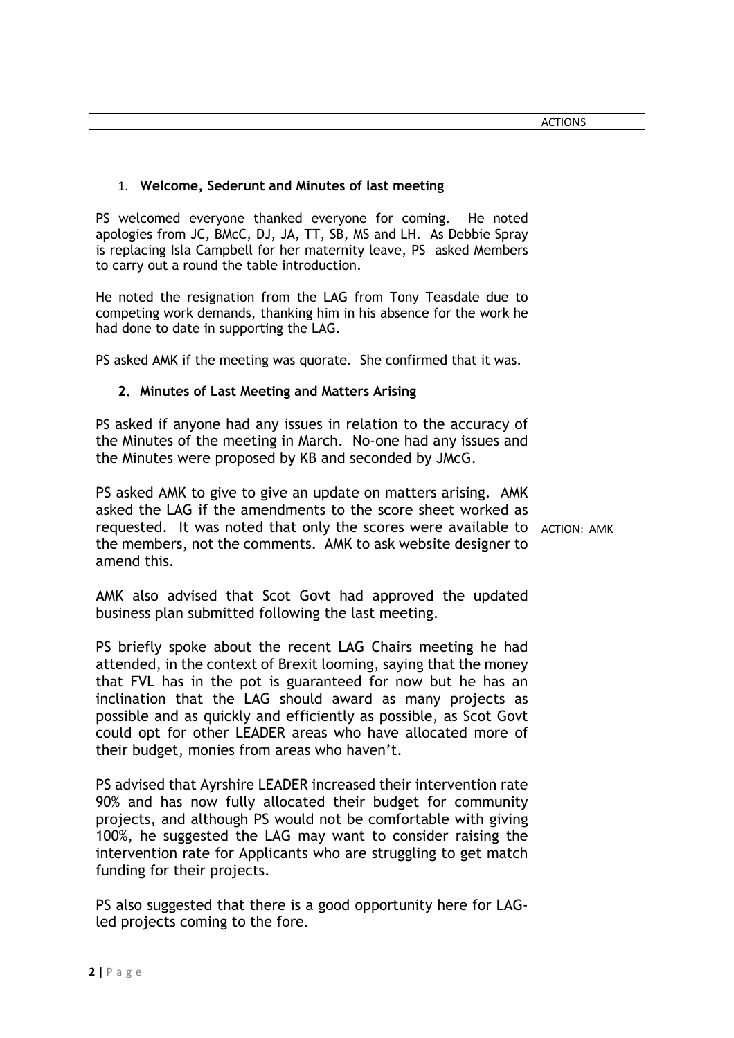| | ACTIONS |
|---|---|
| 1. **Welcome, Sederunt and Minutes of last meeting**<br><br>PS welcomed everyone thanked everyone for coming. He noted apologies from JC, BMcC, DJ, JA, TT, SB, MS and LH. As Debbie Spray is replacing Isla Campbell for her maternity leave, PS asked Members to carry out a round the table introduction.<br><br>He noted the resignation from the LAG from Tony Teasdale due to competing work demands, thanking him in his absence for the work he had done to date in supporting the LAG.<br><br>PS asked AMK if the meeting was quorate. She confirmed that it was. | |
| 2. **Minutes of Last Meeting and Matters Arising**<br><br>PS asked if anyone had any issues in relation to the accuracy of the Minutes of the meeting in March. No-one had any issues and the Minutes were proposed by KB and seconded by JMcG. | |
| PS asked AMK to give to give an update on matters arising. AMK asked the LAG if the amendments to the score sheet worked as requested. It was noted that only the scores were available to the members, not the comments. AMK to ask website designer to amend this. | ACTION: AMK |
| AMK also advised that Scot Govt had approved the updated business plan submitted following the last meeting.<br><br>PS briefly spoke about the recent LAG Chairs meeting he had attended, in the context of Brexit looming, saying that the money that FVL has in the pot is guaranteed for now but he has an inclination that the LAG should award as many projects as possible and as quickly and efficiently as possible, as Scot Govt could opt for other LEADER areas who have allocated more of their budget, monies from areas who haven't.<br><br>PS advised that Ayrshire LEADER increased their intervention rate 90% and has now fully allocated their budget for community projects, and although PS would not be comfortable with giving 100%, he suggested the LAG may want to consider raising the intervention rate for Applicants who are struggling to get match funding for their projects.<br><br>PS also suggested that there is a good opportunity here for LAG-led projects coming to the fore. | |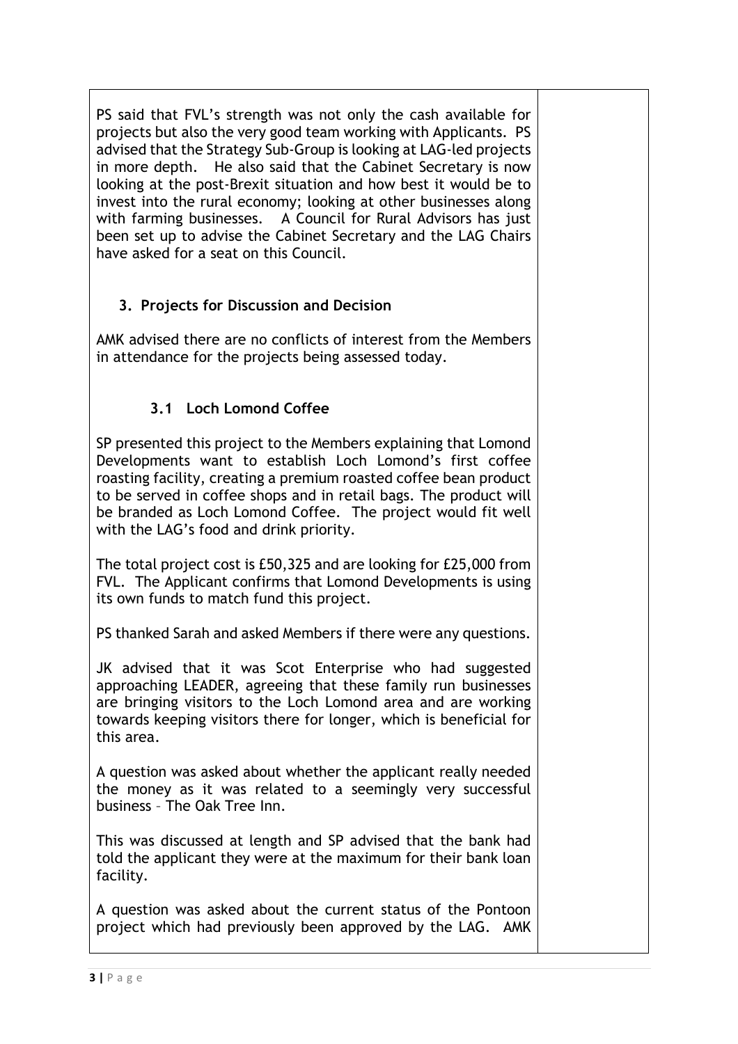PS said that FVL's strength was not only the cash available for projects but also the very good team working with Applicants. PS advised that the Strategy Sub-Group is looking at LAG-led projects in more depth. He also said that the Cabinet Secretary is now looking at the post-Brexit situation and how best it would be to invest into the rural economy; looking at other businesses along with farming businesses. A Council for Rural Advisors has just been set up to advise the Cabinet Secretary and the LAG Chairs have asked for a seat on this Council.

## 3. Projects for Discussion and Decision

AMK advised there are no conflicts of interest from the Members in attendance for the projects being assessed today.

### 3.1 Loch Lomond Coffee

SP presented this project to the Members explaining that Lomond Developments want to establish Loch Lomond's first coffee roasting facility, creating a premium roasted coffee bean product to be served in coffee shops and in retail bags. The product will be branded as Loch Lomond Coffee. The project would fit well with the LAG's food and drink priority.

The total project cost is £50,325 and are looking for £25,000 from FVL. The Applicant confirms that Lomond Developments is using its own funds to match fund this project.

PS thanked Sarah and asked Members if there were any questions.

JK advised that it was Scot Enterprise who had suggested approaching LEADER, agreeing that these family run businesses are bringing visitors to the Loch Lomond area and are working towards keeping visitors there for longer, which is beneficial for this area.

A question was asked about whether the applicant really needed the money as it was related to a seemingly very successful business – The Oak Tree Inn.

This was discussed at length and SP advised that the bank had told the applicant they were at the maximum for their bank loan facility.

A question was asked about the current status of the Pontoon project which had previously been approved by the LAG. AMK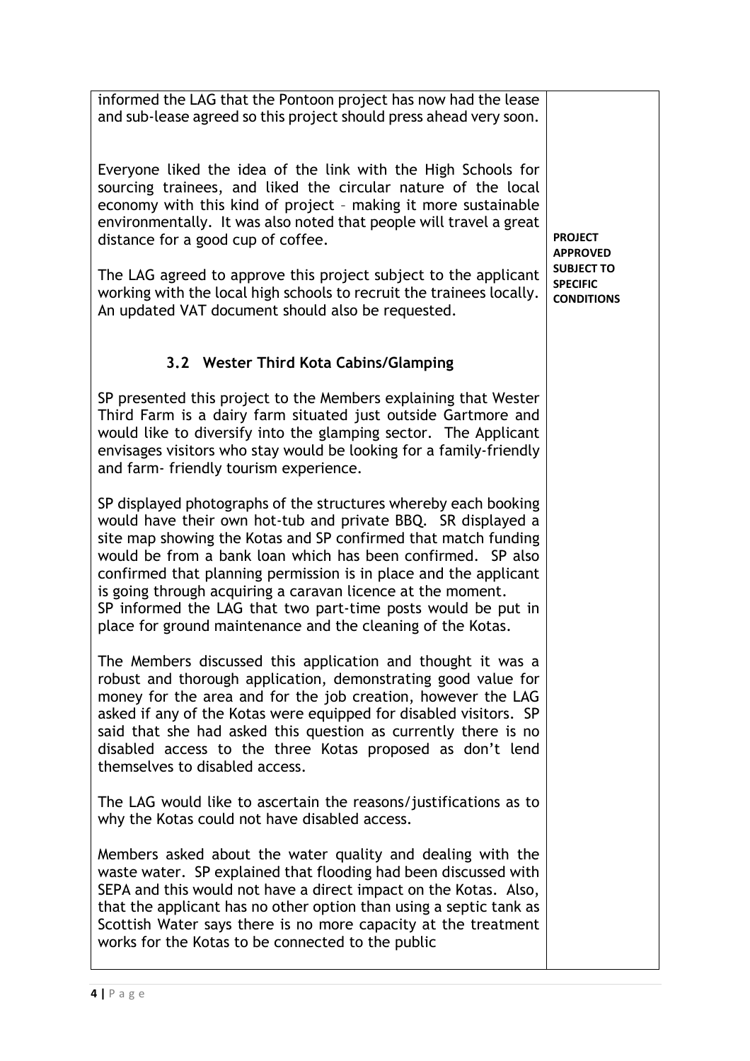| | |
|---|---|
| informed the LAG that the Pontoon project has now had the lease and sub-lease agreed so this project should press ahead very soon.<br><br>Everyone liked the idea of the link with the High Schools for sourcing trainees, and liked the circular nature of the local economy with this kind of project – making it more sustainable environmentally. It was also noted that people will travel a great distance for a good cup of coffee.<br><br>The LAG agreed to approve this project subject to the applicant working with the local high schools to recruit the trainees locally. An updated VAT document should also be requested. | **PROJECT APPROVED SUBJECT TO SPECIFIC CONDITIONS** |
| **3.2 Wester Third Kota Cabins/Glamping**<br><br>SP presented this project to the Members explaining that Wester Third Farm is a dairy farm situated just outside Gartmore and would like to diversify into the glamping sector. The Applicant envisages visitors who stay would be looking for a family-friendly and farm- friendly tourism experience.<br><br>SP displayed photographs of the structures whereby each booking would have their own hot-tub and private BBQ. SR displayed a site map showing the Kotas and SP confirmed that match funding would be from a bank loan which has been confirmed. SP also confirmed that planning permission is in place and the applicant is going through acquiring a caravan licence at the moment.<br>SP informed the LAG that two part-time posts would be put in place for ground maintenance and the cleaning of the Kotas.<br><br>The Members discussed this application and thought it was a robust and thorough application, demonstrating good value for money for the area and for the job creation, however the LAG asked if any of the Kotas were equipped for disabled visitors. SP said that she had asked this question as currently there is no disabled access to the three Kotas proposed as don't lend themselves to disabled access.<br><br>The LAG would like to ascertain the reasons/justifications as to why the Kotas could not have disabled access.<br><br>Members asked about the water quality and dealing with the waste water. SP explained that flooding had been discussed with SEPA and this would not have a direct impact on the Kotas. Also, that the applicant has no other option than using a septic tank as Scottish Water says there is no more capacity at the treatment works for the Kotas to be connected to the public | |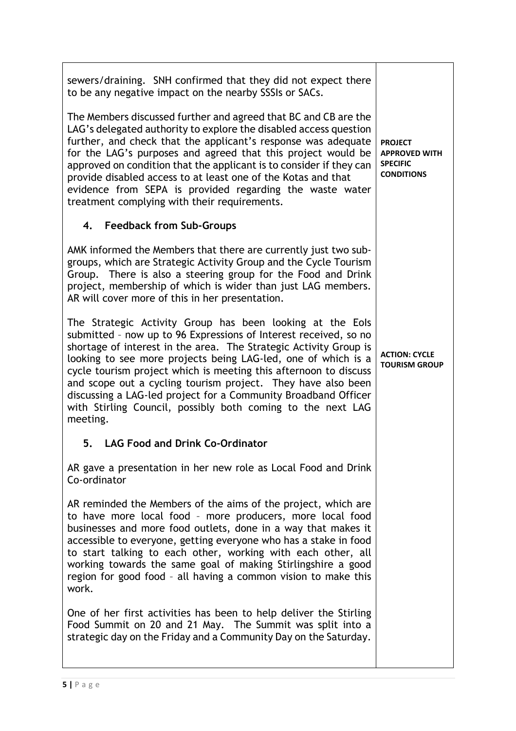| | |
|---|---|
| sewers/draining. SNH confirmed that they did not expect there to be any negative impact on the nearby SSSIs or SACs.<br><br>The Members discussed further and agreed that BC and CB are the LAG's delegated authority to explore the disabled access question further, and check that the applicant's response was adequate for the LAG's purposes and agreed that this project would be approved on condition that the applicant is to consider if they can provide disabled access to at least one of the Kotas and that evidence from SEPA is provided regarding the waste water treatment complying with their requirements. | **PROJECT APPROVED WITH SPECIFIC CONDITIONS** |
| **4. Feedback from Sub-Groups**<br><br>AMK informed the Members that there are currently just two sub-groups, which are Strategic Activity Group and the Cycle Tourism Group. There is also a steering group for the Food and Drink project, membership of which is wider than just LAG members. AR will cover more of this in her presentation.<br><br>The Strategic Activity Group has been looking at the EoIs submitted – now up to 96 Expressions of Interest received, so no shortage of interest in the area. The Strategic Activity Group is looking to see more projects being LAG-led, one of which is a cycle tourism project which is meeting this afternoon to discuss and scope out a cycling tourism project. They have also been discussing a LAG-led project for a Community Broadband Officer with Stirling Council, possibly both coming to the next LAG meeting. | **ACTION: CYCLE TOURISM GROUP** |
| **5. LAG Food and Drink Co-Ordinator**<br><br>AR gave a presentation in her new role as Local Food and Drink Co-ordinator<br><br>AR reminded the Members of the aims of the project, which are to have more local food – more producers, more local food businesses and more food outlets, done in a way that makes it accessible to everyone, getting everyone who has a stake in food to start talking to each other, working with each other, all working towards the same goal of making Stirlingshire a good region for good food – all having a common vision to make this work.<br><br>One of her first activities has been to help deliver the Stirling Food Summit on 20 and 21 May. The Summit was split into a strategic day on the Friday and a Community Day on the Saturday. | |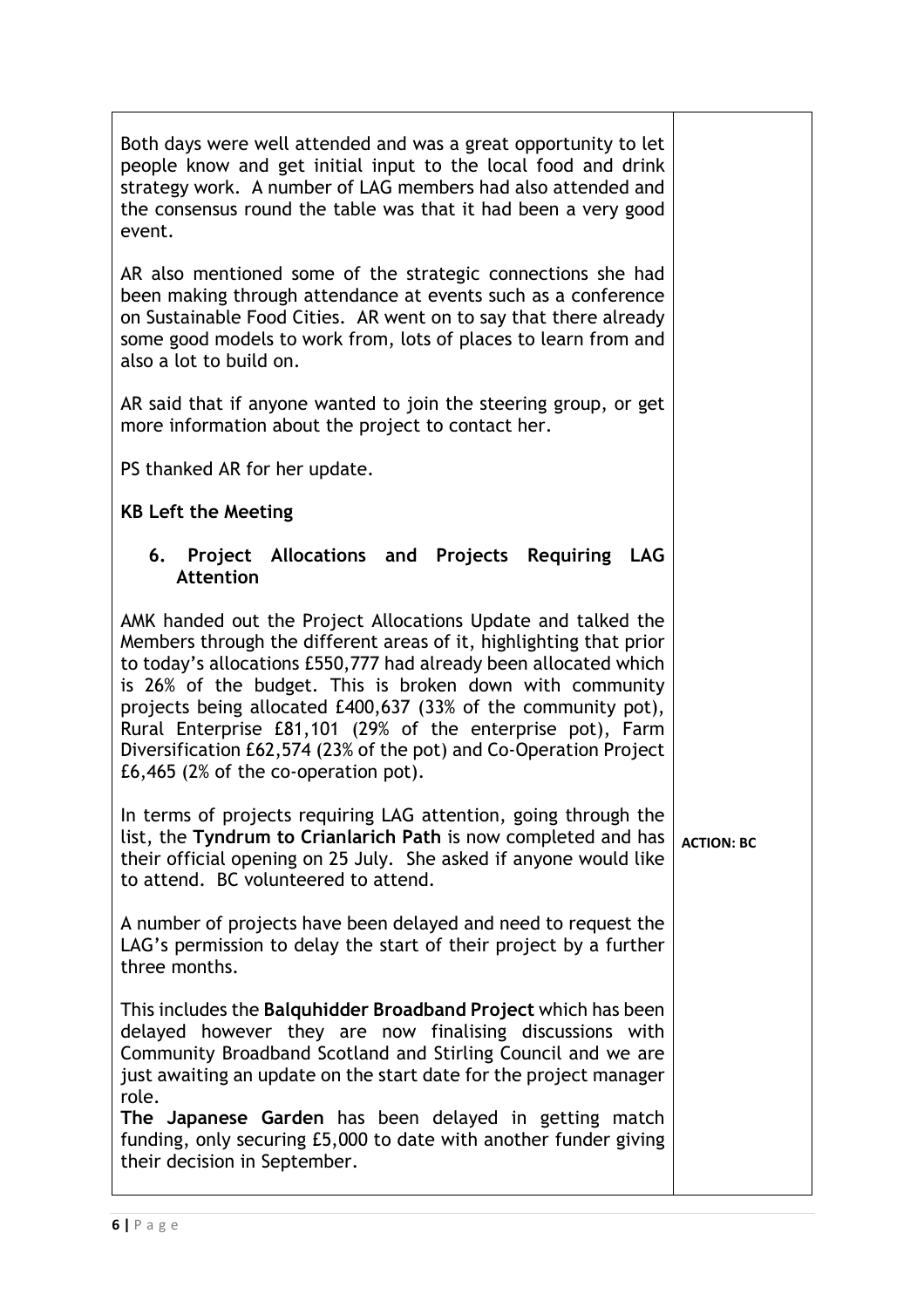| | |
|---|---|
| Both days were well attended and was a great opportunity to let people know and get initial input to the local food and drink strategy work. A number of LAG members had also attended and the consensus round the table was that it had been a very good event.<br><br>AR also mentioned some of the strategic connections she had been making through attendance at events such as a conference on Sustainable Food Cities. AR went on to say that there already some good models to work from, lots of places to learn from and also a lot to build on.<br><br>AR said that if anyone wanted to join the steering group, or get more information about the project to contact her.<br><br>PS thanked AR for her update.<br><br>**KB Left the Meeting**<br><br>**6. Project Allocations and Projects Requiring LAG Attention**<br><br>AMK handed out the Project Allocations Update and talked the Members through the different areas of it, highlighting that prior to today's allocations £550,777 had already been allocated which is 26% of the budget. This is broken down with community projects being allocated £400,637 (33% of the community pot), Rural Enterprise £81,101 (29% of the enterprise pot), Farm Diversification £62,574 (23% of the pot) and Co-Operation Project £6,465 (2% of the co-operation pot).<br><br>In terms of projects requiring LAG attention, going through the list, the **Tyndrum to Crianlarich Path** is now completed and has their official opening on 25 July. She asked if anyone would like to attend. BC volunteered to attend.<br><br>A number of projects have been delayed and need to request the LAG's permission to delay the start of their project by a further three months.<br><br>This includes the **Balquhidder Broadband Project** which has been delayed however they are now finalising discussions with Community Broadband Scotland and Stirling Council and we are just awaiting an update on the start date for the project manager role.<br>**The Japanese Garden** has been delayed in getting match funding, only securing £5,000 to date with another funder giving their decision in September. | **ACTION: BC** |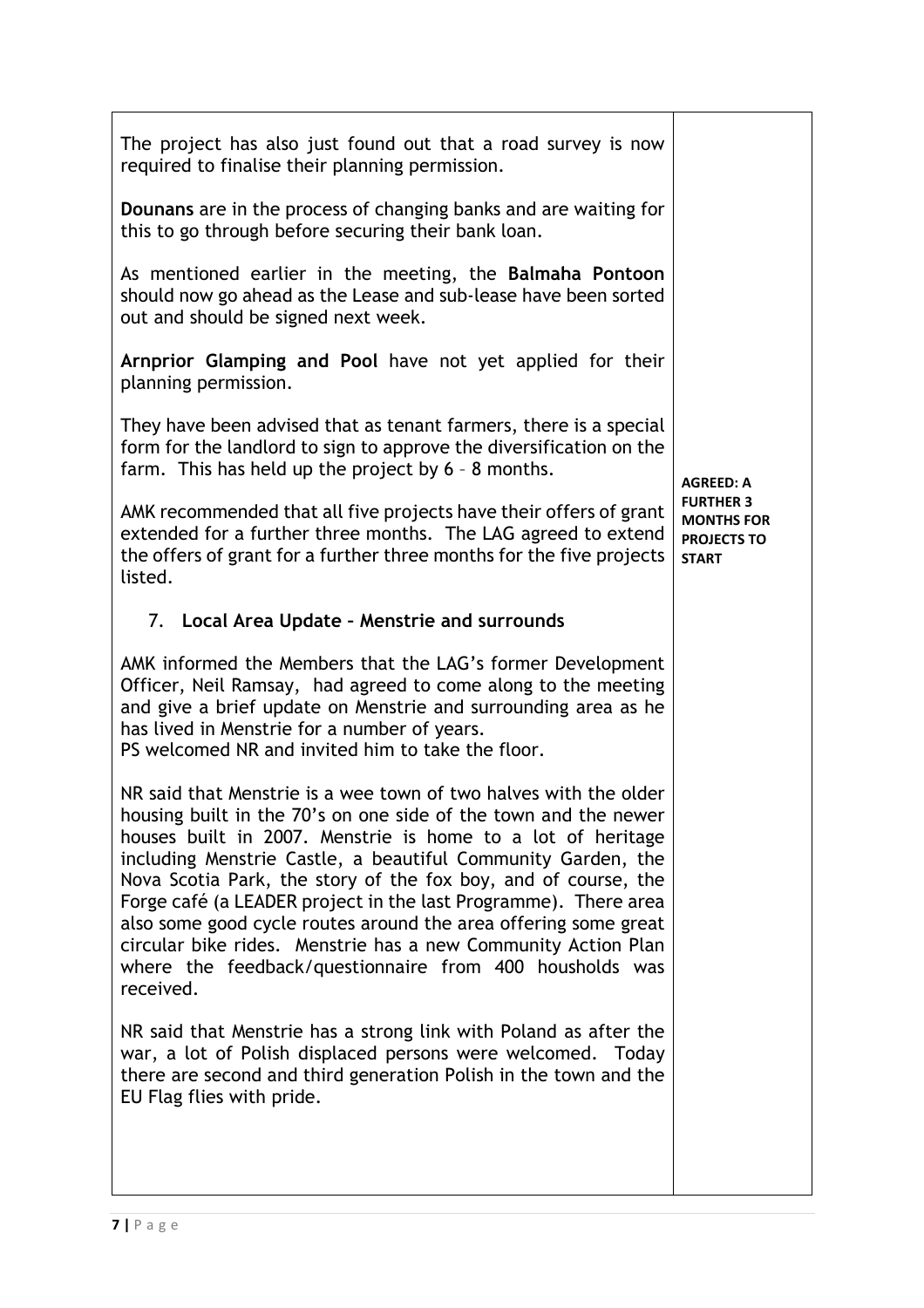| | |
|---|---|
| The project has also just found out that a road survey is now required to finalise their planning permission.<br><br>**Dounans** are in the process of changing banks and are waiting for this to go through before securing their bank loan.<br><br>As mentioned earlier in the meeting, the **Balmaha Pontoon** should now go ahead as the Lease and sub-lease have been sorted out and should be signed next week.<br><br>**Arnprior Glamping and Pool** have not yet applied for their planning permission.<br><br>They have been advised that as tenant farmers, there is a special form for the landlord to sign to approve the diversification on the farm. This has held up the project by 6 – 8 months.<br><br>AMK recommended that all five projects have their offers of grant extended for a further three months. The LAG agreed to extend the offers of grant for a further three months for the five projects listed. | **AGREED: A FURTHER 3 MONTHS FOR PROJECTS TO START** |
| 7. **Local Area Update – Menstrie and surrounds**<br><br>AMK informed the Members that the LAG's former Development Officer, Neil Ramsay, had agreed to come along to the meeting and give a brief update on Menstrie and surrounding area as he has lived in Menstrie for a number of years.<br>PS welcomed NR and invited him to take the floor.<br><br>NR said that Menstrie is a wee town of two halves with the older housing built in the 70's on one side of the town and the newer houses built in 2007. Menstrie is home to a lot of heritage including Menstrie Castle, a beautiful Community Garden, the Nova Scotia Park, the story of the fox boy, and of course, the Forge café (a LEADER project in the last Programme). There area also some good cycle routes around the area offering some great circular bike rides. Menstrie has a new Community Action Plan where the feedback/questionnaire from 400 housholds was received.<br><br>NR said that Menstrie has a strong link with Poland as after the war, a lot of Polish displaced persons were welcomed. Today there are second and third generation Polish in the town and the EU Flag flies with pride. | |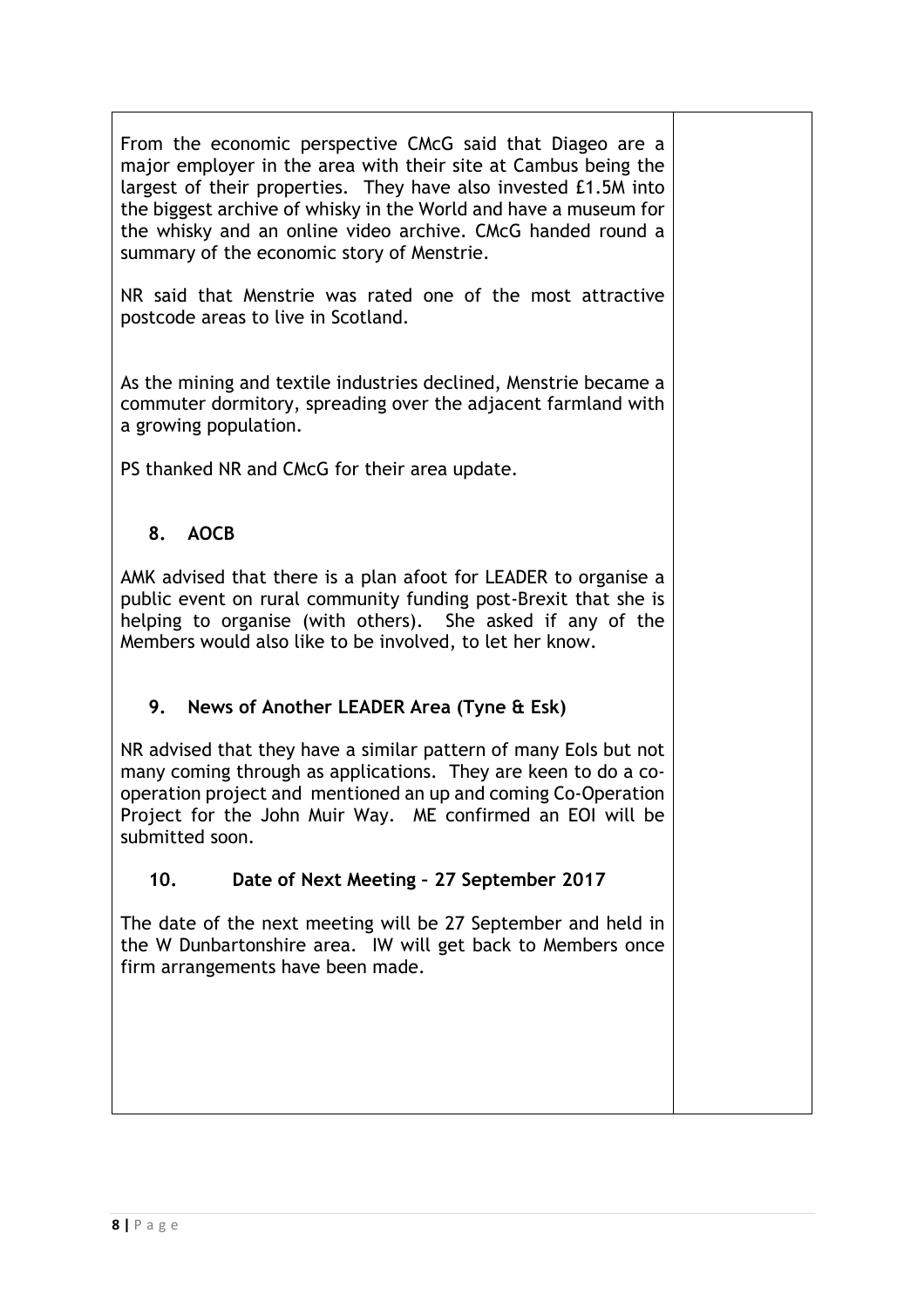From the economic perspective CMcG said that Diageo are a major employer in the area with their site at Cambus being the largest of their properties. They have also invested £1.5M into the biggest archive of whisky in the World and have a museum for the whisky and an online video archive. CMcG handed round a summary of the economic story of Menstrie.

NR said that Menstrie was rated one of the most attractive postcode areas to live in Scotland.

As the mining and textile industries declined, Menstrie became a commuter dormitory, spreading over the adjacent farmland with a growing population.

PS thanked NR and CMcG for their area update.

## 8. AOCB

AMK advised that there is a plan afoot for LEADER to organise a public event on rural community funding post-Brexit that she is helping to organise (with others). She asked if any of the Members would also like to be involved, to let her know.

## 9. News of Another LEADER Area (Tyne & Esk)

NR advised that they have a similar pattern of many EoIs but not many coming through as applications. They are keen to do a co-operation project and mentioned an up and coming Co-Operation Project for the John Muir Way. ME confirmed an EOI will be submitted soon.

## 10. Date of Next Meeting – 27 September 2017

The date of the next meeting will be 27 September and held in the W Dunbartonshire area. IW will get back to Members once firm arrangements have been made.